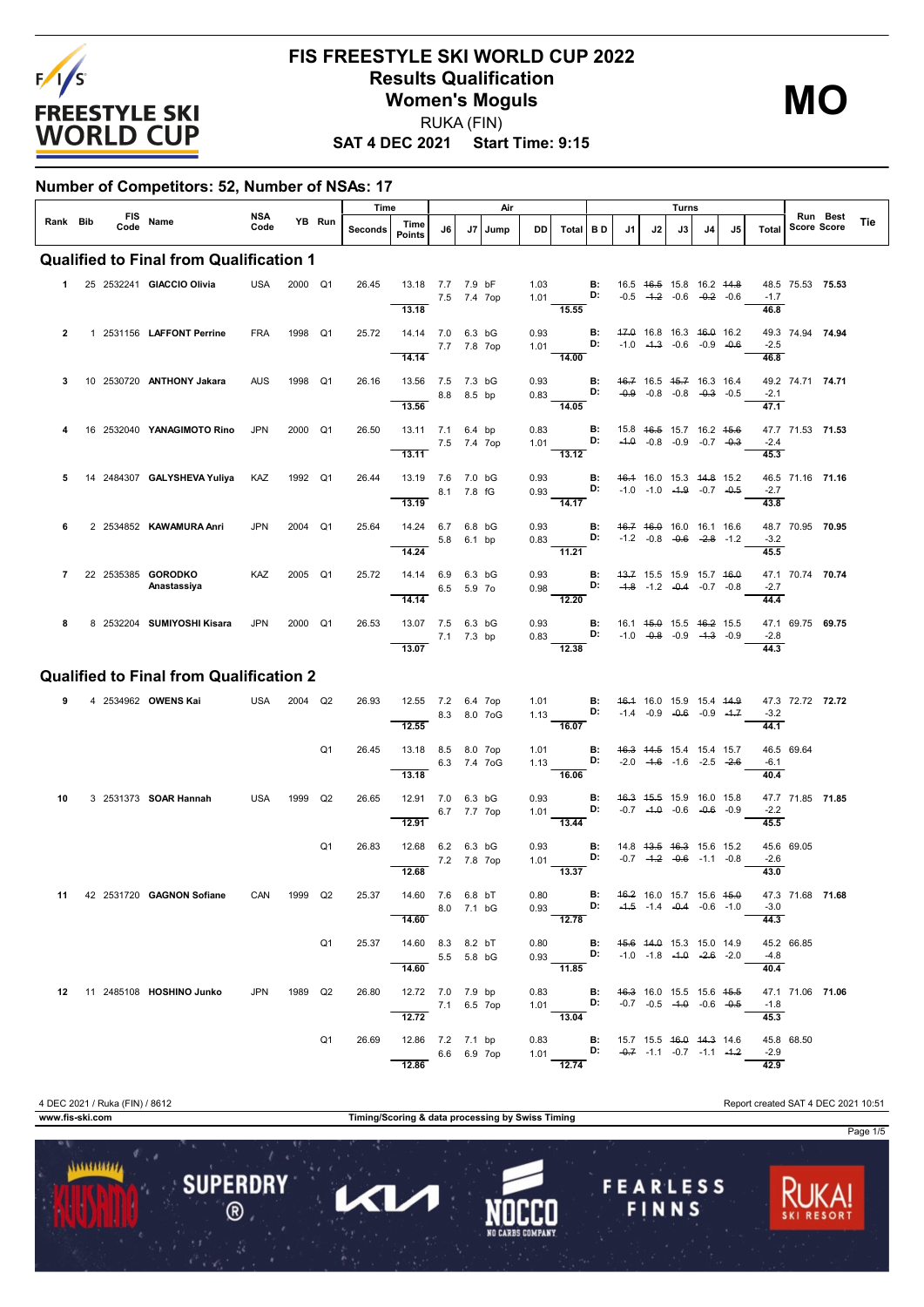# FIS FREESTYLE SKI WORLD CUP 2022
## Results Qualification
## Women's Moguls

RUKA (FIN)

**SAT 4 DEC 2021 Start Time: 9:15**

**MO**

### Number of Competitors: 52, Number of NSAs: 17

| Rank | Bib | FIS Code | Name | NSA Code | YB | Run | Time Seconds | Time Points | J6 | J7 | Jump | DD | Air Total | B D | J1 | J2 | J3 | J4 | J5 | Turns Total | Run Score | Best Score | Tie |
|---|---|---|---|---|---|---|---|---|---|---|---|---|---|---|---|---|---|---|---|---|---|---|---|
| **Qualified to Final from Qualification 1** | | | | | | | | | | | | | | | | | | | | | | | |
| 1 | 25 | 2532241 | **GIACCIO Olivia** | USA | 2000 | Q1 | 26.45 | 13.18 | 7.7 | 7.9 | bF | 1.03 | | B: | 16.5 | ~~16.5~~ | 15.8 | 16.2 | ~~14.8~~ | 48.5 | 75.53 | **75.53** | |
| | | | | | | | | | 7.5 | 7.4 | 7op | 1.01 | | D: | -0.5 | ~~-1.2~~ | -0.6 | ~~-0.2~~ | -0.6 | -1.7 | | | |
| | | | | | | | | 13.18 | | | | | 15.55 | | | | | | | 46.8 | | | |
| 2 | 1 | 2531156 | **LAFFONT Perrine** | FRA | 1998 | Q1 | 25.72 | 14.14 | 7.0 | 6.3 | bG | 0.93 | | B: | ~~17.0~~ | 16.8 | 16.3 | ~~16.0~~ | 16.2 | 49.3 | 74.94 | **74.94** | |
| | | | | | | | | | 7.7 | 7.8 | 7op | 1.01 | | D: | -1.0 | ~~-1.3~~ | -0.6 | -0.9 | ~~-0.6~~ | -2.5 | | | |
| | | | | | | | | 14.14 | | | | | 14.00 | | | | | | | 46.8 | | | |
| 3 | 10 | 2530720 | **ANTHONY Jakara** | AUS | 1998 | Q1 | 26.16 | 13.56 | 7.5 | 7.3 | bG | 0.93 | | B: | ~~16.7~~ | 16.5 | ~~15.7~~ | 16.3 | 16.4 | 49.2 | 74.71 | **74.71** | |
| | | | | | | | | | 8.8 | 8.5 | bp | 0.83 | | D: | ~~-0.9~~ | -0.8 | -0.8 | ~~-0.3~~ | -0.5 | -2.1 | | | |
| | | | | | | | | 13.56 | | | | | 14.05 | | | | | | | 47.1 | | | |
| 4 | 16 | 2532040 | **YANAGIMOTO Rino** | JPN | 2000 | Q1 | 26.50 | 13.11 | 7.1 | 6.4 | bp | 0.83 | | B: | 15.8 | ~~16.5~~ | 15.7 | 16.2 | ~~15.6~~ | 47.7 | 71.53 | **71.53** | |
| | | | | | | | | | 7.5 | 7.4 | 7op | 1.01 | | D: | ~~-1.0~~ | -0.8 | -0.9 | -0.7 | ~~-0.3~~ | -2.4 | | | |
| | | | | | | | | 13.11 | | | | | 13.12 | | | | | | | 45.3 | | | |
| 5 | 14 | 2484307 | **GALYSHEVA Yuliya** | KAZ | 1992 | Q1 | 26.44 | 13.19 | 7.6 | 7.0 | bG | 0.93 | | B: | ~~16.1~~ | 16.0 | 15.3 | ~~14.8~~ | 15.2 | 46.5 | 71.16 | **71.16** | |
| | | | | | | | | | 8.1 | 7.8 | fG | 0.93 | | D: | -1.0 | -1.0 | ~~-1.9~~ | -0.7 | ~~-0.5~~ | -2.7 | | | |
| | | | | | | | | 13.19 | | | | | 14.17 | | | | | | | 43.8 | | | |
| 6 | 2 | 2534852 | **KAWAMURA Anri** | JPN | 2004 | Q1 | 25.64 | 14.24 | 6.7 | 6.8 | bG | 0.93 | | B: | ~~16.7~~ | ~~16.0~~ | 16.0 | 16.1 | 16.6 | 48.7 | 70.95 | **70.95** | |
| | | | | | | | | | 5.8 | 6.1 | bp | 0.83 | | D: | -1.2 | -0.8 | ~~-0.6~~ | ~~-2.8~~ | -1.2 | -3.2 | | | |
| | | | | | | | | 14.24 | | | | | 11.21 | | | | | | | 45.5 | | | |
| 7 | 22 | 2535385 | **GORODKO Anastassiya** | KAZ | 2005 | Q1 | 25.72 | 14.14 | 6.9 | 6.3 | bG | 0.93 | | B: | ~~13.7~~ | 15.5 | 15.9 | 15.7 | ~~16.0~~ | 47.1 | 70.74 | **70.74** | |
| | | | | | | | | | 6.5 | 5.9 | 7o | 0.98 | | D: | ~~-1.8~~ | -1.2 | ~~-0.4~~ | -0.7 | -0.8 | -2.7 | | | |
| | | | | | | | | 14.14 | | | | | 12.20 | | | | | | | 44.4 | | | |
| 8 | 8 | 2532204 | **SUMIYOSHI Kisara** | JPN | 2000 | Q1 | 26.53 | 13.07 | 7.5 | 6.3 | bG | 0.93 | | B: | 16.1 | ~~15.0~~ | 15.5 | ~~16.2~~ | 15.5 | 47.1 | 69.75 | **69.75** | |
| | | | | | | | | | 7.1 | 7.3 | bp | 0.83 | | D: | -1.0 | ~~-0.8~~ | -0.9 | ~~-1.3~~ | -0.9 | -2.8 | | | |
| | | | | | | | | 13.07 | | | | | 12.38 | | | | | | | 44.3 | | | |
| **Qualified to Final from Qualification 2** | | | | | | | | | | | | | | | | | | | | | | | |
| 9 | 4 | 2534962 | **OWENS Kai** | USA | 2004 | Q2 | 26.93 | 12.55 | 7.2 | 6.4 | 7op | 1.01 | | B: | ~~16.1~~ | 16.0 | 15.9 | 15.4 | ~~14.9~~ | 47.3 | 72.72 | **72.72** | |
| | | | | | | | | | 8.3 | 8.0 | 7oG | 1.13 | | D: | -1.4 | -0.9 | ~~-0.6~~ | -0.9 | ~~-1.7~~ | -3.2 | | | |
| | | | | | | | | 12.55 | | | | | 16.07 | | | | | | | 44.1 | | | |
| | | | | | | Q1 | 26.45 | 13.18 | 8.5 | 8.0 | 7op | 1.01 | | B: | ~~16.3~~ | ~~14.5~~ | 15.4 | 15.4 | 15.7 | 46.5 | 69.64 | | |
| | | | | | | | | | 6.3 | 7.4 | 7oG | 1.13 | | D: | -2.0 | ~~-1.6~~ | -1.6 | -2.5 | ~~-2.6~~ | -6.1 | | | |
| | | | | | | | | 13.18 | | | | | 16.06 | | | | | | | 40.4 | | | |
| 10 | 3 | 2531373 | **SOAR Hannah** | USA | 1999 | Q2 | 26.65 | 12.91 | 7.0 | 6.3 | bG | 0.93 | | B: | ~~16.3~~ | ~~15.5~~ | 15.9 | 16.0 | 15.8 | 47.7 | 71.85 | **71.85** | |
| | | | | | | | | | 6.7 | 7.7 | 7op | 1.01 | | D: | -0.7 | ~~-1.0~~ | -0.6 | ~~-0.6~~ | -0.9 | -2.2 | | | |
| | | | | | | | | 12.91 | | | | | 13.44 | | | | | | | 45.5 | | | |
| | | | | | | Q1 | 26.83 | 12.68 | 6.2 | 6.3 | bG | 0.93 | | B: | 14.8 | ~~13.5~~ | ~~16.3~~ | 15.6 | 15.2 | 45.6 | 69.05 | | |
| | | | | | | | | | 7.2 | 7.8 | 7op | 1.01 | | D: | -0.7 | ~~-1.2~~ | ~~-0.6~~ | -1.1 | -0.8 | -2.6 | | | |
| | | | | | | | | 12.68 | | | | | 13.37 | | | | | | | 43.0 | | | |
| 11 | 42 | 2531720 | **GAGNON Sofiane** | CAN | 1999 | Q2 | 25.37 | 14.60 | 7.6 | 6.8 | bT | 0.80 | | B: | ~~16.2~~ | 16.0 | 15.7 | 15.6 | ~~15.0~~ | 47.3 | 71.68 | **71.68** | |
| | | | | | | | | | 8.0 | 7.1 | bG | 0.93 | | D: | ~~-1.5~~ | -1.4 | ~~-0.4~~ | -0.6 | -1.0 | -3.0 | | | |
| | | | | | | | | 14.60 | | | | | 12.78 | | | | | | | 44.3 | | | |
| | | | | | | Q1 | 25.37 | 14.60 | 8.3 | 8.2 | bT | 0.80 | | B: | ~~15.6~~ | ~~14.0~~ | 15.3 | 15.0 | 14.9 | 45.2 | 66.85 | | |
| | | | | | | | | | 5.5 | 5.8 | bG | 0.93 | | D: | -1.0 | -1.8 | ~~-1.0~~ | ~~-2.6~~ | -2.0 | -4.8 | | | |
| | | | | | | | | 14.60 | | | | | 11.85 | | | | | | | 40.4 | | | |
| 12 | 11 | 2485108 | **HOSHINO Junko** | JPN | 1989 | Q2 | 26.80 | 12.72 | 7.0 | 7.9 | bp | 0.83 | | B: | ~~16.3~~ | 16.0 | 15.5 | 15.6 | ~~15.5~~ | 47.1 | 71.06 | **71.06** | |
| | | | | | | | | | 7.1 | 6.5 | 7op | 1.01 | | D: | -0.7 | -0.5 | ~~-1.0~~ | -0.6 | ~~-0.5~~ | -1.8 | | | |
| | | | | | | | | 12.72 | | | | | 13.04 | | | | | | | 45.3 | | | |
| | | | | | | Q1 | 26.69 | 12.86 | 7.2 | 7.1 | bp | 0.83 | | B: | 15.7 | 15.5 | ~~16.0~~ | ~~14.3~~ | 14.6 | 45.8 | 68.50 | | |
| | | | | | | | | | 6.6 | 6.9 | 7op | 1.01 | | D: | ~~-0.7~~ | -1.1 | -0.7 | -1.1 | ~~-1.2~~ | -2.9 | | | |
| | | | | | | | | 12.86 | | | | | 12.74 | | | | | | | 42.9 | | | |

4 DEC 2021 / Ruka (FIN) / 8612 — Report created SAT 4 DEC 2021 10:51

www.fis-ski.com — Timing/Scoring & data processing by Swiss Timing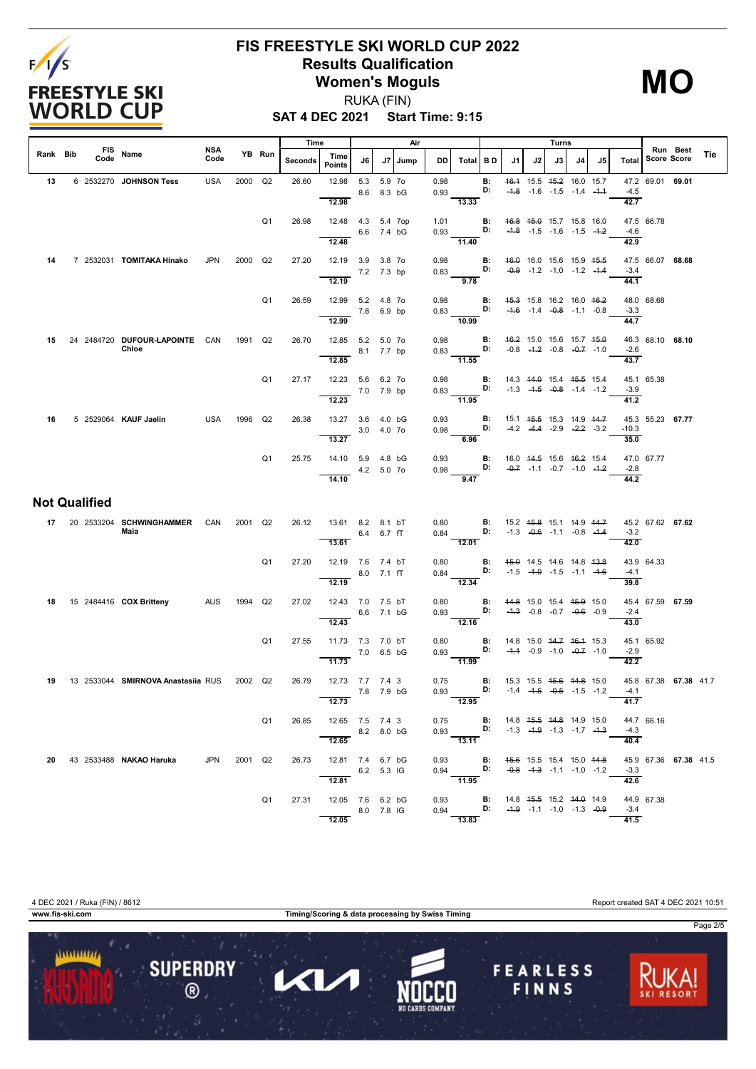# FIS FREESTYLE SKI WORLD CUP 2022

## Results Qualification

## Women's Moguls

RUKA (FIN)

**SAT 4 DEC 2021 Start Time: 9:15**

**MO**

| Rank | Bib | FIS Code | Name | NSA Code | YB | Run | Time Seconds | Time Points | Air J6 | Air J7 | Jump | DD | Air Total | B D | J1 | J2 | J3 | J4 | J5 | Turns Total | Run Score | Best Score | Tie |
|---|---|---|---|---|---|---|---|---|---|---|---|---|---|---|---|---|---|---|---|---|---|---|---|
| 13 | 6 | 2532270 | **JOHNSON Tess** | USA | 2000 | Q2 | 26.60 | 12.98 | 5.3 | 5.9 | 7o | 0.98 | | B: | ~~16.1~~ | 15.5 | ~~15.2~~ | 16.0 | 15.7 | 47.2 | 69.01 | **69.01** | |
| | | | | | | | | | 8.6 | 8.3 | bG | 0.93 | | D: | ~~-1.8~~ | -1.6 | -1.5 | -1.4 | ~~-1.1~~ | -4.5 | | | |
| | | | | | | | | 12.98 | | | | | 13.33 | | | | | | | 42.7 | | | |
| | | | | | | Q1 | 26.98 | 12.48 | 4.3 | 5.4 | 7op | 1.01 | | B: | ~~16.8~~ | ~~15.0~~ | 15.7 | 15.8 | 16.0 | 47.5 | 66.78 | | |
| | | | | | | | | | 6.6 | 7.4 | bG | 0.93 | | D: | ~~-1.8~~ | -1.5 | -1.6 | -1.5 | ~~-1.2~~ | -4.6 | | | |
| | | | | | | | | 12.48 | | | | | 11.40 | | | | | | | 42.9 | | | |
| 14 | 7 | 2532031 | **TOMITAKA Hinako** | JPN | 2000 | Q2 | 27.20 | 12.19 | 3.9 | 3.8 | 7o | 0.98 | | B: | ~~16.0~~ | 16.0 | 15.6 | 15.9 | ~~15.5~~ | 47.5 | 66.07 | **68.68** | |
| | | | | | | | | | 7.2 | 7.3 | bp | 0.83 | | D: | ~~-0.9~~ | -1.2 | -1.0 | -1.2 | ~~-1.4~~ | -3.4 | | | |
| | | | | | | | | 12.19 | | | | | 9.78 | | | | | | | 44.1 | | | |
| | | | | | | Q1 | 26.59 | 12.99 | 5.2 | 4.8 | 7o | 0.98 | | B: | ~~15.3~~ | 15.8 | 16.2 | 16.0 | ~~16.2~~ | 48.0 | 68.68 | | |
| | | | | | | | | | 7.8 | 6.9 | bp | 0.83 | | D: | ~~-1.6~~ | -1.4 | ~~-0.8~~ | -1.1 | -0.8 | -3.3 | | | |
| | | | | | | | | 12.99 | | | | | 10.99 | | | | | | | 44.7 | | | |
| 15 | 24 | 2484720 | **DUFOUR-LAPOINTE Chloe** | CAN | 1991 | Q2 | 26.70 | 12.85 | 5.2 | 5.0 | 7o | 0.98 | | B: | ~~16.2~~ | 15.0 | 15.6 | 15.7 | ~~15.0~~ | 46.3 | 68.10 | **68.10** | |
| | | | | | | | | | 8.1 | 7.7 | bp | 0.83 | | D: | -0.8 | ~~-1.2~~ | -0.8 | ~~-0.7~~ | -1.0 | -2.6 | | | |
| | | | | | | | | 12.85 | | | | | 11.55 | | | | | | | 43.7 | | | |
| | | | | | | Q1 | 27.17 | 12.23 | 5.6 | 6.2 | 7o | 0.98 | | B: | 14.3 | ~~14.0~~ | 15.4 | ~~15.5~~ | 15.4 | 45.1 | 65.38 | | |
| | | | | | | | | | 7.0 | 7.9 | bp | 0.83 | | D: | -1.3 | ~~-1.5~~ | ~~-0.8~~ | -1.4 | -1.2 | -3.9 | | | |
| | | | | | | | | 12.23 | | | | | 11.95 | | | | | | | 41.2 | | | |
| 16 | 5 | 2529064 | **KAUF Jaelin** | USA | 1996 | Q2 | 26.38 | 13.27 | 3.6 | 4.0 | bG | 0.93 | | B: | 15.1 | ~~15.5~~ | 15.3 | 14.9 | ~~14.7~~ | 45.3 | 55.23 | **67.77** | |
| | | | | | | | | | 3.0 | 4.0 | 7o | 0.98 | | D: | -4.2 | ~~-4.4~~ | -2.9 | ~~-2.2~~ | -3.2 | -10.3 | | | |
| | | | | | | | | 13.27 | | | | | 6.96 | | | | | | | 35.0 | | | |
| | | | | | | Q1 | 25.75 | 14.10 | 5.9 | 4.8 | bG | 0.93 | | B: | 16.0 | ~~14.5~~ | 15.6 | ~~16.2~~ | 15.4 | 47.0 | 67.77 | | |
| | | | | | | | | | 4.2 | 5.0 | 7o | 0.98 | | D: | ~~-0.7~~ | -1.1 | -0.7 | -1.0 | ~~-1.2~~ | -2.8 | | | |
| | | | | | | | | 14.10 | | | | | 9.47 | | | | | | | 44.2 | | | |

## Not Qualified

| Rank | Bib | FIS Code | Name | NSA Code | YB | Run | Time Seconds | Time Points | Air J6 | Air J7 | Jump | DD | Air Total | B D | J1 | J2 | J3 | J4 | J5 | Turns Total | Run Score | Best Score | Tie |
|---|---|---|---|---|---|---|---|---|---|---|---|---|---|---|---|---|---|---|---|---|---|---|---|
| 17 | 20 | 2533204 | **SCHWINGHAMMER Maia** | CAN | 2001 | Q2 | 26.12 | 13.61 | 8.2 | 8.1 | bT | 0.80 | | B: | 15.2 | ~~15.8~~ | 15.1 | 14.9 | ~~14.7~~ | 45.2 | 67.62 | **67.62** | |
| | | | | | | | | | 6.4 | 6.7 | fT | 0.84 | | D: | -1.3 | ~~-0.6~~ | -1.1 | -0.8 | ~~-1.4~~ | -3.2 | | | |
| | | | | | | | | 13.61 | | | | | 12.01 | | | | | | | 42.0 | | | |
| | | | | | | Q1 | 27.20 | 12.19 | 7.6 | 7.4 | bT | 0.80 | | B: | ~~15.0~~ | 14.5 | 14.6 | 14.8 | ~~13.8~~ | 43.9 | 64.33 | | |
| | | | | | | | | | 8.0 | 7.1 | fT | 0.84 | | D: | -1.5 | ~~-1.0~~ | -1.5 | -1.1 | ~~-1.6~~ | -4.1 | | | |
| | | | | | | | | 12.19 | | | | | 12.34 | | | | | | | 39.8 | | | |
| 18 | 15 | 2484416 | **COX Britteny** | AUS | 1994 | Q2 | 27.02 | 12.43 | 7.0 | 7.5 | bT | 0.80 | | B: | ~~14.8~~ | 15.0 | 15.4 | ~~15.9~~ | 15.0 | 45.4 | 67.59 | **67.59** | |
| | | | | | | | | | 6.6 | 7.1 | bG | 0.93 | | D: | ~~-1.3~~ | -0.8 | -0.7 | ~~-0.6~~ | -0.9 | -2.4 | | | |
| | | | | | | | | 12.43 | | | | | 12.16 | | | | | | | 43.0 | | | |
| | | | | | | Q1 | 27.55 | 11.73 | 7.3 | 7.0 | bT | 0.80 | | B: | 14.8 | 15.0 | ~~14.7~~ | ~~16.1~~ | 15.3 | 45.1 | 65.92 | | |
| | | | | | | | | | 7.0 | 6.5 | bG | 0.93 | | D: | ~~-1.1~~ | -0.9 | -1.0 | ~~-0.7~~ | -1.0 | -2.9 | | | |
| | | | | | | | | 11.73 | | | | | 11.99 | | | | | | | 42.2 | | | |
| 19 | 13 | 2533044 | **SMIRNOVA Anastasiia** | RUS | 2002 | Q2 | 26.79 | 12.73 | 7.7 | 7.4 | 3 | 0.75 | | B: | 15.3 | 15.5 | ~~15.6~~ | ~~14.8~~ | 15.0 | 45.8 | 67.38 | **67.38** | 41.7 |
| | | | | | | | | | 7.8 | 7.9 | bG | 0.93 | | D: | -1.4 | ~~-1.5~~ | ~~-0.5~~ | -1.5 | -1.2 | -4.1 | | | |
| | | | | | | | | 12.73 | | | | | 12.95 | | | | | | | 41.7 | | | |
| | | | | | | Q1 | 26.85 | 12.65 | 7.5 | 7.4 | 3 | 0.75 | | B: | 14.8 | ~~15.5~~ | ~~14.8~~ | 14.9 | 15.0 | 44.7 | 66.16 | | |
| | | | | | | | | | 8.2 | 8.0 | bG | 0.93 | | D: | -1.3 | ~~-1.9~~ | -1.3 | -1.7 | ~~-1.3~~ | -4.3 | | | |
| | | | | | | | | 12.65 | | | | | 13.11 | | | | | | | 40.4 | | | |
| 20 | 43 | 2533488 | **NAKAO Haruka** | JPN | 2001 | Q2 | 26.73 | 12.81 | 7.4 | 6.7 | bG | 0.93 | | B: | ~~15.6~~ | 15.5 | 15.4 | 15.0 | ~~14.8~~ | 45.9 | 67.36 | **67.38** | 41.5 |
| | | | | | | | | | 6.2 | 5.3 | lG | 0.94 | | D: | ~~-0.8~~ | ~~-1.3~~ | -1.1 | -1.0 | -1.2 | -3.3 | | | |
| | | | | | | | | 12.81 | | | | | 11.95 | | | | | | | 42.6 | | | |
| | | | | | | Q1 | 27.31 | 12.05 | 7.6 | 6.2 | bG | 0.93 | | B: | 14.8 | ~~15.5~~ | 15.2 | ~~14.0~~ | 14.9 | 44.9 | 67.38 | | |
| | | | | | | | | | 8.0 | 7.8 | lG | 0.94 | | D: | ~~-1.9~~ | -1.1 | -1.0 | -1.3 | ~~-0.9~~ | -3.4 | | | |
| | | | | | | | | 12.05 | | | | | 13.83 | | | | | | | 41.5 | | | |

4 DEC 2021 / Ruka (FIN) / 8612 — Report created SAT 4 DEC 2021 10:51

www.fis-ski.com — Timing/Scoring & data processing by Swiss Timing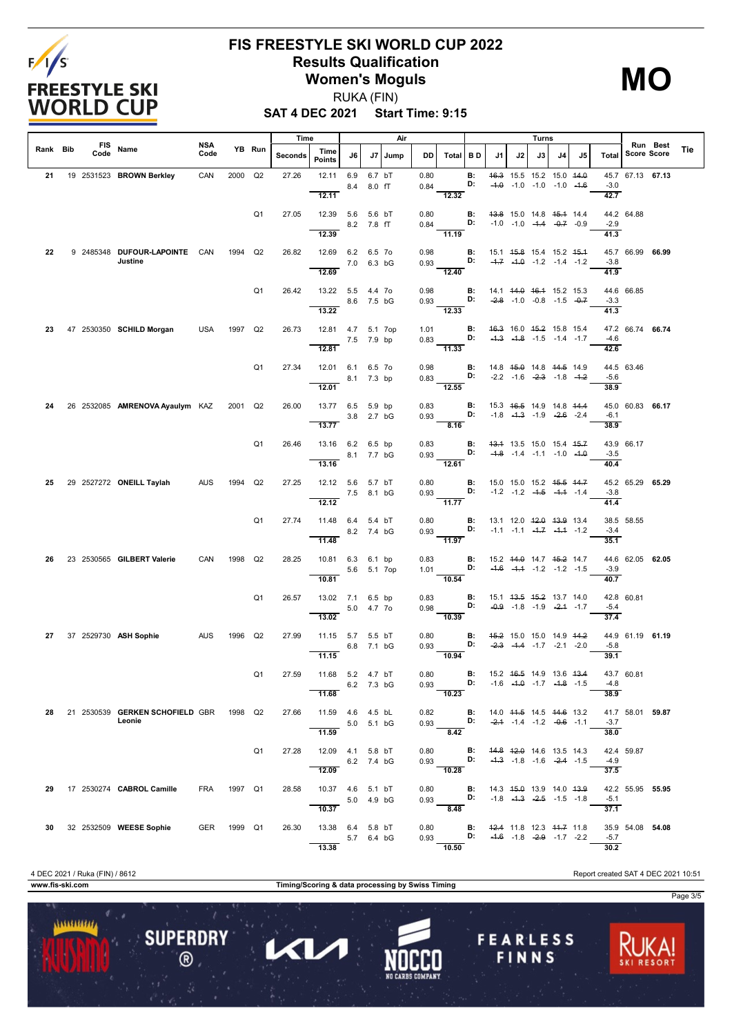# FIS FREESTYLE SKI WORLD CUP 2022

## Results Qualification

## Women's Moguls

RUKA (FIN)

**SAT 4 DEC 2021 Start Time: 9:15**

**MO**

| Rank | Bib | FIS Code | Name | NSA Code | YB | Run | Time Seconds | Time Points | J6 | J7 | Jump | DD | Air Total | B D | J1 | J2 | J3 | J4 | J5 | Turns Total | Run Score | Best Score | Tie |
|---|---|---|---|---|---|---|---|---|---|---|---|---|---|---|---|---|---|---|---|---|---|---|---|
| 21 | 19 | 2531523 | **BROWN Berkley** | CAN | 2000 | Q2 | 27.26 | 12.11 | 6.9 / 8.4 | 6.7 / 8.0 | bT / fT | 0.80 / 0.84 | 12.32 | B: / D: | 46.3 / -1.0 | 15.5 / -1.0 | 15.2 / -1.0 | 15.0 / -1.0 | 44.0 / -1.6 | 45.7 / -3.0 / 42.7 | 67.13 | **67.13** | |
| | | | | | | Q1 | 27.05 | 12.39 | 5.6 / 8.2 | 5.6 / 7.8 | bT / fT | 0.80 / 0.84 | 11.19 | B: / D: | 43.8 / -1.0 | 15.0 / -1.0 | 14.8 / -1.4 | 45.1 / -0.7 | 14.4 / -0.9 | 44.2 / -2.9 / 41.3 | 64.88 | | |
| 22 | 9 | 2485348 | **DUFOUR-LAPOINTE Justine** | CAN | 1994 | Q2 | 26.82 | 12.69 | 6.2 / 7.0 | 6.5 / 6.3 | 7o / bG | 0.98 / 0.93 | 12.40 | B: / D: | 15.1 / -1.7 | 45.8 / -1.0 | 15.4 / -1.2 | 15.2 / -1.4 | 45.1 / -1.2 | 45.7 / -3.8 / 41.9 | 66.99 | **66.99** | |
| | | | | | | Q1 | 26.42 | 13.22 | 5.5 / 8.6 | 4.4 / 7.5 | 7o / bG | 0.98 / 0.93 | 12.33 | B: / D: | 14.1 / -2.8 | 44.0 / -1.0 | 46.1 / -0.8 | 15.2 / -1.5 | 15.3 / -0.7 | 44.6 / -3.3 / 41.3 | 66.85 | | |
| 23 | 47 | 2530350 | **SCHILD Morgan** | USA | 1997 | Q2 | 26.73 | 12.81 | 4.7 / 7.5 | 5.1 / 7.9 | 7op / bp | 1.01 / 0.83 | 11.33 | B: / D: | 46.3 / -1.3 | 16.0 / -1.8 | 45.2 / -1.5 | 15.8 / -1.4 | 15.4 / -1.7 | 47.2 / -4.6 / 42.6 | 66.74 | **66.74** | |
| | | | | | | Q1 | 27.34 | 12.01 | 6.1 / 8.1 | 6.5 / 7.3 | 7o / bp | 0.98 / 0.83 | 12.55 | B: / D: | 14.8 / -2.2 | 45.0 / -1.6 | 14.8 / -2.3 | 44.5 / -1.8 | 14.9 / -1.2 | 44.5 / -5.6 / 38.9 | 63.46 | | |
| 24 | 26 | 2532085 | **AMRENOVA Ayaulym** | KAZ | 2001 | Q2 | 26.00 | 13.77 | 6.5 / 3.8 | 5.9 / 2.7 | bp / bG | 0.83 / 0.93 | 8.16 | B: / D: | 15.3 / -1.8 | 46.5 / -1.3 | 14.9 / -1.9 | 14.8 / -2.6 | 44.4 / -2.4 | 45.0 / -6.1 / 38.9 | 60.83 | **66.17** | |
| | | | | | | Q1 | 26.46 | 13.16 | 6.2 / 8.1 | 6.5 / 7.7 | bp / bG | 0.83 / 0.93 | 12.61 | B: / D: | 43.1 / -1.8 | 13.5 / -1.4 | 15.0 / -1.1 | 15.4 / -1.0 | 45.7 / -1.0 | 43.9 / -3.5 / 40.4 | 66.17 | | |
| 25 | 29 | 2527272 | **ONEILL Taylah** | AUS | 1994 | Q2 | 27.25 | 12.12 | 5.6 / 7.5 | 5.7 / 8.1 | bT / bG | 0.80 / 0.93 | 11.77 | B: / D: | 15.0 / -1.2 | 15.0 / -1.2 | 15.2 / -1.5 | 45.5 / -1.1 | 44.7 / -1.4 | 45.2 / -3.8 / 41.4 | 65.29 | **65.29** | |
| | | | | | | Q1 | 27.74 | 11.48 | 6.4 / 8.2 | 5.4 / 7.4 | bT / bG | 0.80 / 0.93 | 11.97 | B: / D: | 13.1 / -1.1 | 12.0 / -1.1 | 42.0 / -1.7 | 43.9 / -1.1 | 13.4 / -1.2 | 38.5 / -3.4 / 35.1 | 58.55 | | |
| 26 | 23 | 2530565 | **GILBERT Valerie** | CAN | 1998 | Q2 | 28.25 | 10.81 | 6.3 / 5.6 | 6.1 / 5.1 | bp / 7op | 0.83 / 1.01 | 10.54 | B: / D: | 15.2 / -1.6 | 44.0 / -1.1 | 14.7 / -1.2 | 45.2 / -1.2 | 14.7 / -1.5 | 44.6 / -3.9 / 40.7 | 62.05 | **62.05** | |
| | | | | | | Q1 | 26.57 | 13.02 | 7.1 / 5.0 | 6.5 / 4.7 | bp / 7o | 0.83 / 0.98 | 10.39 | B: / D: | 15.1 / -0.9 | 43.5 / -1.8 | 45.2 / -1.9 | 13.7 / -2.1 | 14.0 / -1.7 | 42.8 / -5.4 / 37.4 | 60.81 | | |
| 27 | 37 | 2529730 | **ASH Sophie** | AUS | 1996 | Q2 | 27.99 | 11.15 | 5.7 / 6.8 | 5.5 / 7.1 | bT / bG | 0.80 / 0.93 | 10.94 | B: / D: | 45.2 / -2.3 | 15.0 / -1.4 | 15.0 / -1.7 | 14.9 / -2.1 | 44.2 / -2.0 | 44.9 / -5.8 / 39.1 | 61.19 | **61.19** | |
| | | | | | | Q1 | 27.59 | 11.68 | 5.2 / 6.2 | 4.7 / 7.3 | bT / bG | 0.80 / 0.93 | 10.23 | B: / D: | 15.2 / -1.6 | 46.5 / -1.0 | 14.9 / -1.7 | 13.6 / -1.8 | 43.4 / -1.5 | 43.7 / -4.8 / 38.9 | 60.81 | | |
| 28 | 21 | 2530539 | **GERKEN SCHOFIELD Leonie** | GBR | 1998 | Q2 | 27.66 | 11.59 | 4.6 / 5.0 | 4.5 / 5.1 | bL / bG | 0.82 / 0.93 | 8.42 | B: / D: | 14.0 / -2.1 | 44.5 / -1.4 | 14.5 / -1.2 | 44.6 / -0.6 | 13.2 / -1.1 | 41.7 / -3.7 / 38.0 | 58.01 | **59.87** | |
| | | | | | | Q1 | 27.28 | 12.09 | 4.1 / 6.2 | 5.8 / 7.4 | bT / bG | 0.80 / 0.93 | 10.28 | B: / D: | 44.8 / -1.3 | 42.0 / -1.8 | 14.6 / -1.6 | 13.5 / -2.1 | 14.3 / -1.5 | 42.4 / -4.9 / 37.5 | 59.87 | | |
| 29 | 17 | 2530274 | **CABROL Camille** | FRA | 1997 | Q1 | 28.58 | 10.37 | 4.6 / 5.0 | 5.1 / 4.9 | bT / bG | 0.80 / 0.93 | 8.48 | B: / D: | 14.3 / -1.8 | 45.0 / -1.3 | 13.9 / -2.5 | 14.0 / -1.5 | 43.9 / -1.8 | 42.2 / -5.1 / 37.1 | 55.95 | **55.95** | |
| 30 | 32 | 2532509 | **WEESE Sophie** | GER | 1999 | Q1 | 26.30 | 13.38 | 6.4 / 5.7 | 5.8 / 6.4 | bT / bG | 0.80 / 0.93 | 10.50 | B: / D: | 42.4 / -1.6 | 11.8 / -1.8 | 12.3 / -2.9 | 44.7 / -1.7 | 11.8 / -2.2 | 35.9 / -5.7 / 30.2 | 54.08 | **54.08** | |

4 DEC 2021 / Ruka (FIN) / 8612

Report created SAT 4 DEC 2021 10:51

www.fis-ski.com

Timing/Scoring & data processing by Swiss Timing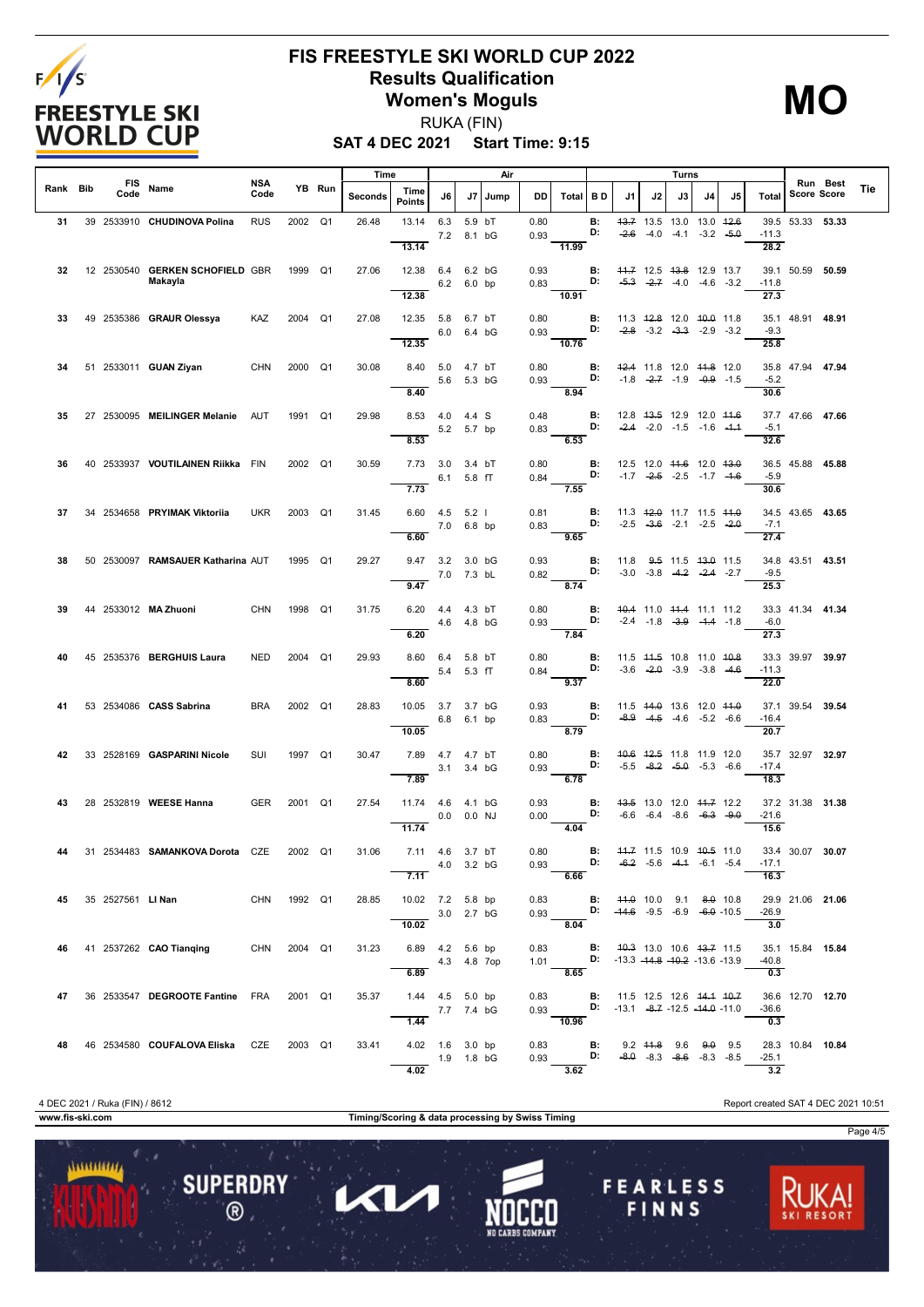# FIS FREESTYLE SKI WORLD CUP 2022

## Results Qualification

## Women's Moguls

RUKA (FIN)

**SAT 4 DEC 2021 Start Time: 9:15**

**MO**

| Rank | Bib | FIS Code | Name | NSA Code | YB | Run | Time Seconds | Time Points | Air J6 | Air J7 | Jump | DD | Air Total | B D | Turns J1 | J2 | J3 | J4 | J5 | Turns Total | Run Score | Best Score | Tie |
|---|---|---|---|---|---|---|---|---|---|---|---|---|---|---|---|---|---|---|---|---|---|---|---|
| 31 | 39 | 2533910 | **CHUDINOVA Polina** | RUS | 2002 | Q1 | 26.48 | 13.14 | 6.3 / 7.2 | 5.9 / 8.1 | bT / bG | 0.80 / 0.93 | 11.99 | B: / D: | ~~13.7~~ / ~~-2.6~~ | 13.5 / -4.0 | 13.0 / -4.1 | 13.0 / -3.2 | ~~12.6~~ / ~~-5.0~~ | 39.5 / -11.3 / 28.2 | 53.33 | **53.33** | |
| 32 | 12 | 2530540 | **GERKEN SCHOFIELD Makayla** | GBR | 1999 | Q1 | 27.06 | 12.38 | 6.4 / 6.2 | 6.2 / 6.0 | bG / bp | 0.93 / 0.83 | 10.91 | B: / D: | ~~11.7~~ / ~~-5.3~~ | 12.5 / ~~-2.7~~ | ~~13.8~~ / -4.0 | 12.9 / -4.6 | 13.7 / -3.2 | 39.1 / -11.8 / 27.3 | 50.59 | **50.59** | |
| 33 | 49 | 2535386 | **GRAUR Olessya** | KAZ | 2004 | Q1 | 27.08 | 12.35 | 5.8 / 6.0 | 6.7 / 6.4 | bT / bG | 0.80 / 0.93 | 10.76 | B: / D: | 11.3 / ~~-2.8~~ | ~~12.8~~ / -3.2 | 12.0 / ~~-3.3~~ | ~~10.0~~ / -2.9 | 11.8 / -3.2 | 35.1 / -9.3 / 25.8 | 48.91 | **48.91** | |
| 34 | 51 | 2533011 | **GUAN Ziyan** | CHN | 2000 | Q1 | 30.08 | 8.40 | 5.0 / 5.6 | 4.7 / 5.3 | bT / bG | 0.80 / 0.93 | 8.94 | B: / D: | ~~12.4~~ / -1.8 | 11.8 / ~~-2.7~~ | 12.0 / -1.9 | ~~11.8~~ / ~~-0.9~~ | 12.0 / -1.5 | 35.8 / -5.2 / 30.6 | 47.94 | **47.94** | |
| 35 | 27 | 2530095 | **MEILINGER Melanie** | AUT | 1991 | Q1 | 29.98 | 8.53 | 4.0 / 5.2 | 4.4 / 5.7 | S / bp | 0.48 / 0.83 | 6.53 | B: / D: | 12.8 / ~~-2.4~~ | ~~13.5~~ / -2.0 | 12.9 / -1.5 | 12.0 / -1.6 | ~~11.6~~ / ~~-1.1~~ | 37.7 / -5.1 / 32.6 | 47.66 | **47.66** | |
| 36 | 40 | 2533937 | **VOUTILAINEN Riikka** | FIN | 2002 | Q1 | 30.59 | 7.73 | 3.0 / 6.1 | 3.4 / 5.8 | bT / fT | 0.80 / 0.84 | 7.55 | B: / D: | 12.5 / -1.7 | 12.0 / ~~-2.5~~ | ~~11.6~~ / -2.5 | 12.0 / -1.7 | ~~13.0~~ / ~~-1.6~~ | 36.5 / -5.9 / 30.6 | 45.88 | **45.88** | |
| 37 | 34 | 2534658 | **PRYIMAK Viktoriia** | UKR | 2003 | Q1 | 31.45 | 6.60 | 4.5 / 7.0 | 5.2 / 6.8 | I / bp | 0.81 / 0.83 | 9.65 | B: / D: | 11.3 / -2.5 | ~~12.0~~ / ~~-3.6~~ | 11.7 / -2.1 | 11.5 / -2.5 | ~~11.0~~ / ~~-2.0~~ | 34.5 / -7.1 / 27.4 | 43.65 | **43.65** | |
| 38 | 50 | 2530097 | **RAMSAUER Katharina** | AUT | 1995 | Q1 | 29.27 | 9.47 | 3.2 / 7.0 | 3.0 / 7.3 | bG / bL | 0.93 / 0.82 | 8.74 | B: / D: | 11.8 / -3.0 | ~~9.5~~ / -3.8 | 11.5 / ~~-4.2~~ | ~~13.0~~ / ~~-2.4~~ | 11.5 / -2.7 | 34.8 / -9.5 / 25.3 | 43.51 | **43.51** | |
| 39 | 44 | 2533012 | **MA Zhuoni** | CHN | 1998 | Q1 | 31.75 | 6.20 | 4.4 / 4.6 | 4.3 / 4.8 | bT / bG | 0.80 / 0.93 | 7.84 | B: / D: | ~~10.4~~ / -2.4 | 11.0 / -1.8 | ~~11.4~~ / ~~-3.9~~ | 11.1 / ~~-1.4~~ | 11.2 / -1.8 | 33.3 / -6.0 / 27.3 | 41.34 | **41.34** | |
| 40 | 45 | 2535376 | **BERGHUIS Laura** | NED | 2004 | Q1 | 29.93 | 8.60 | 6.4 / 5.4 | 5.8 / 5.3 | bT / fT | 0.80 / 0.84 | 9.37 | B: / D: | 11.5 / -3.6 | ~~11.5~~ / ~~-2.0~~ | 10.8 / -3.9 | 11.0 / -3.8 | ~~10.8~~ / ~~-4.6~~ | 33.3 / -11.3 / 22.0 | 39.97 | **39.97** | |
| 41 | 53 | 2534086 | **CASS Sabrina** | BRA | 2002 | Q1 | 28.83 | 10.05 | 3.7 / 6.8 | 3.7 / 6.1 | bG / bp | 0.93 / 0.83 | 8.79 | B: / D: | 11.5 / ~~-8.9~~ | ~~14.0~~ / ~~-4.5~~ | 13.6 / -4.6 | 12.0 / -5.2 | ~~11.0~~ / -6.6 | 37.1 / -16.4 / 20.7 | 39.54 | **39.54** | |
| 42 | 33 | 2528169 | **GASPARINI Nicole** | SUI | 1997 | Q1 | 30.47 | 7.89 | 4.7 / 3.1 | 4.7 / 3.4 | bT / bG | 0.80 / 0.93 | 6.78 | B: / D: | ~~10.6~~ / -5.5 | ~~12.5~~ / ~~-8.2~~ | 11.8 / ~~-5.0~~ | 11.9 / -5.3 | 12.0 / -6.6 | 35.7 / -17.4 / 18.3 | 32.97 | **32.97** | |
| 43 | 28 | 2532819 | **WEESE Hanna** | GER | 2001 | Q1 | 27.54 | 11.74 | 4.6 / 0.0 | 4.1 / 0.0 | bG / NJ | 0.93 / 0.00 | 4.04 | B: / D: | ~~13.5~~ / -6.6 | 13.0 / -6.4 | 12.0 / -8.6 | ~~11.7~~ / ~~-6.3~~ | 12.2 / ~~-9.0~~ | 37.2 / -21.6 / 15.6 | 31.38 | **31.38** | |
| 44 | 31 | 2534483 | **SAMANKOVA Dorota** | CZE | 2002 | Q1 | 31.06 | 7.11 | 4.6 / 4.0 | 3.7 / 3.2 | bT / bG | 0.80 / 0.93 | 6.66 | B: / D: | ~~11.7~~ / ~~-6.2~~ | 11.5 / -5.6 | 10.9 / ~~-4.1~~ | ~~10.5~~ / -6.1 | 11.0 / -5.4 | 33.4 / -17.1 / 16.3 | 30.07 | **30.07** | |
| 45 | 35 | 2527561 | **LI Nan** | CHN | 1992 | Q1 | 28.85 | 10.02 | 7.2 / 3.0 | 5.8 / 2.7 | bp / bG | 0.83 / 0.93 | 8.04 | B: / D: | ~~11.0~~ / ~~-11.6~~ | 10.0 / -9.5 | 9.1 / -6.9 | ~~8.0~~ / ~~-6.0~~ | 10.8 / -10.5 | 29.9 / -26.9 / 3.0 | 21.06 | **21.06** | |
| 46 | 41 | 2537262 | **CAO Tianqing** | CHN | 2004 | Q1 | 31.23 | 6.89 | 4.2 / 4.3 | 5.6 / 4.8 | bp / 7op | 0.83 / 1.01 | 8.65 | B: / D: | ~~10.3~~ / -13.3 | 13.0 / ~~-14.8~~ | 10.6 / ~~-10.2~~ | ~~13.7~~ / -13.6 | 11.5 / -13.9 | 35.1 / -40.8 / 0.3 | 15.84 | **15.84** | |
| 47 | 36 | 2533547 | **DEGROOTE Fantine** | FRA | 2001 | Q1 | 35.37 | 1.44 | 4.5 / 7.7 | 5.0 / 7.4 | bp / bG | 0.83 / 0.93 | 10.96 | B: / D: | 11.5 / -13.1 | 12.5 / ~~-8.7~~ | 12.6 / -12.5 | ~~14.1~~ / ~~-14.0~~ | ~~10.7~~ / -11.0 | 36.6 / -36.6 / 0.3 | 12.70 | **12.70** | |
| 48 | 46 | 2534580 | **COUFALOVA Eliska** | CZE | 2003 | Q1 | 33.41 | 4.02 | 1.6 / 1.9 | 3.0 / 1.8 | bp / bG | 0.83 / 0.93 | 3.62 | B: / D: | 9.2 / ~~-8.0~~ | ~~11.8~~ / -8.3 | 9.6 / ~~-8.6~~ | ~~9.0~~ / -8.3 | 9.5 / -8.5 | 28.3 / -25.1 / 3.2 | 10.84 | **10.84** | |

4 DEC 2021 / Ruka (FIN) / 8612

Report created SAT 4 DEC 2021 10:51

www.fis-ski.com

Timing/Scoring & data processing by Swiss Timing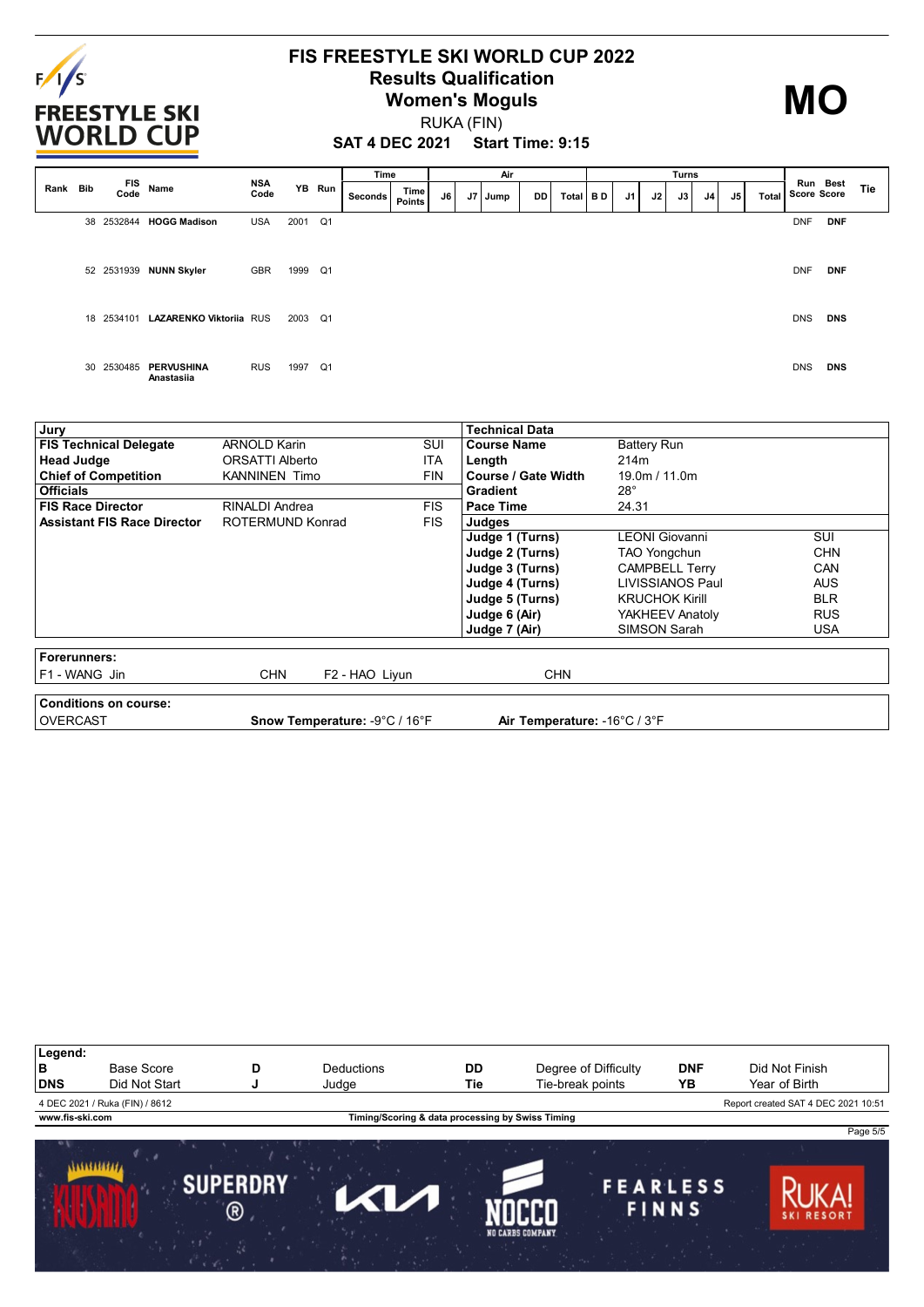# FIS FREESTYLE SKI WORLD CUP 2022

## Results Qualification

## Women's Moguls

RUKA (FIN)

**SAT 4 DEC 2021 Start Time: 9:15**

**MO**

| Rank | Bib | FIS Code | Name | NSA Code | YB | Run | Time Seconds | Time Points | J6 | J7 | Air Jump | DD | Air Total | B | D | J1 | J2 | J3 | J4 | J5 | Turns Total | Run Score | Best Score | Tie |
|---|---|---|---|---|---|---|---|---|---|---|---|---|---|---|---|---|---|---|---|---|---|---|---|---|
| | 38 | 2532844 | **HOGG Madison** | USA | 2001 | Q1 | | | | | | | | | | | | | | | | DNF | **DNF** | |
| | 52 | 2531939 | **NUNN Skyler** | GBR | 1999 | Q1 | | | | | | | | | | | | | | | | DNF | **DNF** | |
| | 18 | 2534101 | **LAZARENKO Viktoriia** | RUS | 2003 | Q1 | | | | | | | | | | | | | | | | DNS | **DNS** | |
| | 30 | 2530485 | **PERVUSHINA Anastasiia** | RUS | 1997 | Q1 | | | | | | | | | | | | | | | | DNS | **DNS** | |

| **Jury** | | |
|---|---|---|
| **FIS Technical Delegate** | ARNOLD Karin | SUI |
| **Head Judge** | ORSATTI Alberto | ITA |
| **Chief of Competition** | KANNINEN Timo | FIN |
| **Officials** | | |
| **FIS Race Director** | RINALDI Andrea | FIS |
| **Assistant FIS Race Director** | ROTERMUND Konrad | FIS |

| **Technical Data** | | |
|---|---|---|
| **Course Name** | Battery Run | |
| **Length** | 214m | |
| **Course / Gate Width** | 19.0m / 11.0m | |
| **Gradient** | 28° | |
| **Pace Time** | 24.31 | |
| **Judges** | | |
| **Judge 1 (Turns)** | LEONI Giovanni | SUI |
| **Judge 2 (Turns)** | TAO Yongchun | CHN |
| **Judge 3 (Turns)** | CAMPBELL Terry | CAN |
| **Judge 4 (Turns)** | LIVISSIANOS Paul | AUS |
| **Judge 5 (Turns)** | KRUCHOK Kirill | BLR |
| **Judge 6 (Air)** | YAKHEEV Anatoly | RUS |
| **Judge 7 (Air)** | SIMSON Sarah | USA |

**Forerunners:**

F1 - WANG Jin CHN F2 - HAO Liyun CHN

**Conditions on course:**

OVERCAST **Snow Temperature: -9°C / 16°F** **Air Temperature: -16°C / 3°F**

| **Legend:** | | | | | | | |
|---|---|---|---|---|---|---|---|
| **B** | Base Score | **D** | Deductions | **DD** | Degree of Difficulty | **DNF** | Did Not Finish |
| **DNS** | Did Not Start | **J** | Judge | **Tie** | Tie-break points | **YB** | Year of Birth |

4 DEC 2021 / Ruka (FIN) / 8612

Report created SAT 4 DEC 2021 10:51

www.fis-ski.com

Timing/Scoring & data processing by Swiss Timing